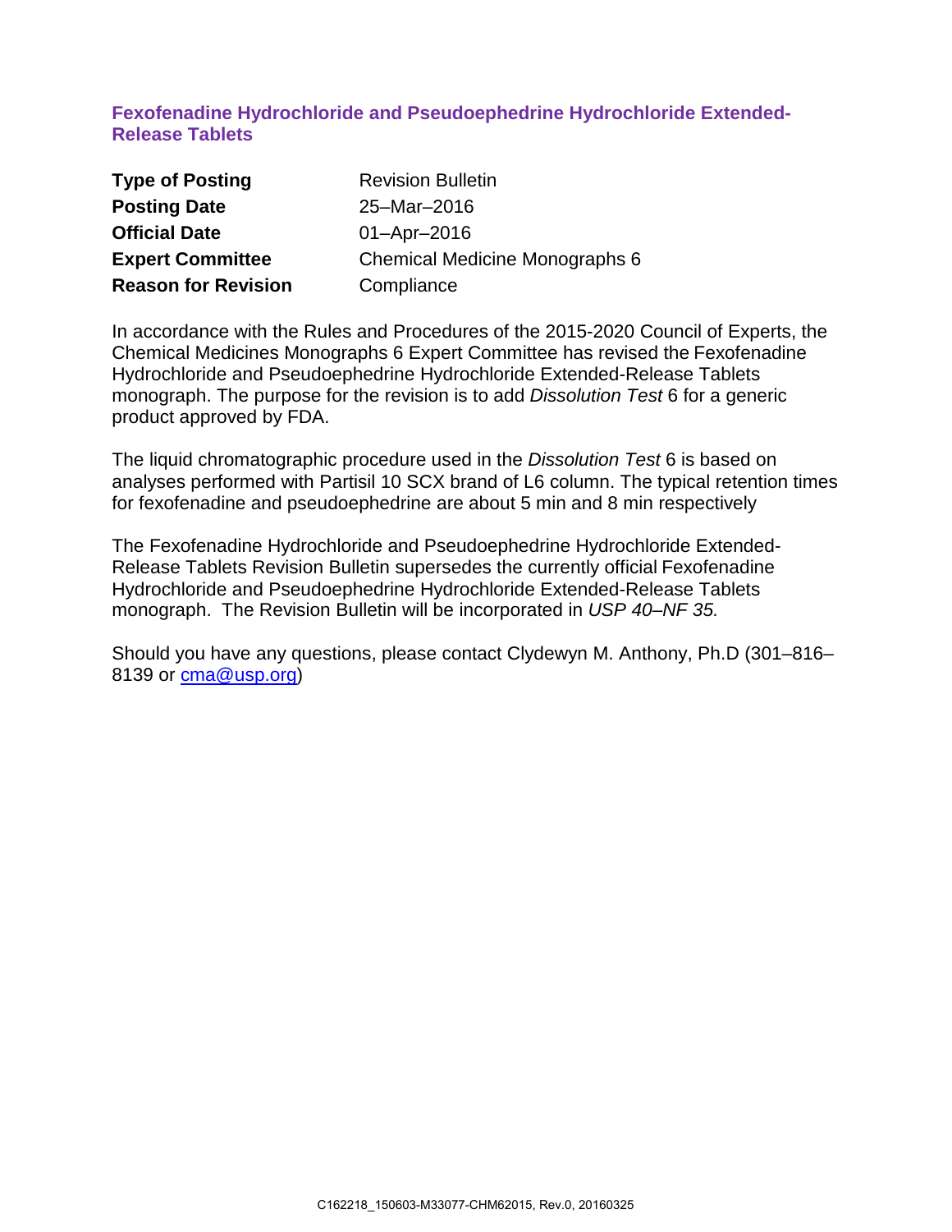# Fexofenadine Hydrochloride and Pseudoephedrine Hydrochloride Extended-Release Tablets

| | |
|---|---|
| **Type of Posting** | Revision Bulletin |
| **Posting Date** | 25–Mar–2016 |
| **Official Date** | 01–Apr–2016 |
| **Expert Committee** | Chemical Medicine Monographs 6 |
| **Reason for Revision** | Compliance |

In accordance with the Rules and Procedures of the 2015-2020 Council of Experts, the Chemical Medicines Monographs 6 Expert Committee has revised the Fexofenadine Hydrochloride and Pseudoephedrine Hydrochloride Extended-Release Tablets monograph. The purpose for the revision is to add *Dissolution Test* 6 for a generic product approved by FDA.

The liquid chromatographic procedure used in the *Dissolution Test* 6 is based on analyses performed with Partisil 10 SCX brand of L6 column. The typical retention times for fexofenadine and pseudoephedrine are about 5 min and 8 min respectively

The Fexofenadine Hydrochloride and Pseudoephedrine Hydrochloride Extended-Release Tablets Revision Bulletin supersedes the currently official Fexofenadine Hydrochloride and Pseudoephedrine Hydrochloride Extended-Release Tablets monograph. The Revision Bulletin will be incorporated in *USP 40–NF 35.*

Should you have any questions, please contact Clydewyn M. Anthony, Ph.D (301–816–8139 or cma@usp.org)

C162218_150603-M33077-CHM62015, Rev.0, 20160325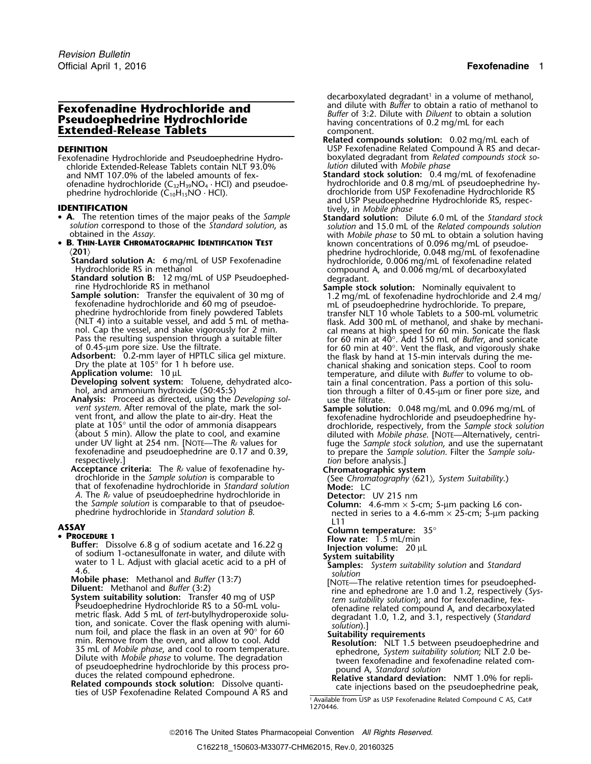# Fexofenadine Hydrochloride and Pseudoephedrine Hydrochloride Extended-Release Tablets

## DEFINITION

Fexofenadine Hydrochloride and Pseudoephedrine Hydrochloride Extended-Release Tablets contain NLT 93.0% and NMT 107.0% of the labeled amounts of fexofenadine hydrochloride ($C_{32}H_{39}NO_4 \cdot HCl$) and pseudoephedrine hydrochloride ($C_{10}H_{15}NO \cdot HCl$).

## IDENTIFICATION

- **A.** The retention times of the major peaks of the *Sample solution* correspond to those of the *Standard solution*, as obtained in the *Assay*.
- **B. Thin-Layer Chromatographic Identification Test** ⟨201⟩

  **Standard solution A:** 6 mg/mL of USP Fexofenadine Hydrochloride RS in methanol

  **Standard solution B:** 12 mg/mL of USP Pseudoephedrine Hydrochloride RS in methanol

  **Sample solution:** Transfer the equivalent of 30 mg of fexofenadine hydrochloride and 60 mg of pseudoephedrine hydrochloride from finely powdered Tablets (NLT 4) into a suitable vessel, and add 5 mL of methanol. Cap the vessel, and shake vigorously for 2 min. Pass the resulting suspension through a suitable filter of 0.45-µm pore size. Use the filtrate.

  **Adsorbent:** 0.2-mm layer of HPTLC silica gel mixture. Dry the plate at 105° for 1 h before use.

  **Application volume:** 10 µL

  **Developing solvent system:** Toluene, dehydrated alcohol, and ammonium hydroxide (50:45:5)

  **Analysis:** Proceed as directed, using the *Developing solvent system*. After removal of the plate, mark the solvent front, and allow the plate to air-dry. Heat the plate at 105° until the odor of ammonia disappears (about 5 min). Allow the plate to cool, and examine under UV light at 254 nm. [Note—The $R_F$ values for fexofenadine and pseudoephedrine are 0.17 and 0.39, respectively.]

  **Acceptance criteria:** The $R_F$ value of fexofenadine hydrochloride in the *Sample solution* is comparable to that of fexofenadine hydrochloride in *Standard solution A*. The $R_F$ value of pseudoephedrine hydrochloride in the *Sample solution* is comparable to that of pseudoephedrine hydrochloride in *Standard solution B*.

## ASSAY

- **Procedure 1**

  **Buffer:** Dissolve 6.8 g of sodium acetate and 16.22 g of sodium 1-octanesulfonate in water, and dilute with water to 1 L. Adjust with glacial acetic acid to a pH of 4.6.

  **Mobile phase:** Methanol and *Buffer* (13:7)

  **Diluent:** Methanol and *Buffer* (3:2)

  **System suitability solution:** Transfer 40 mg of USP Pseudoephedrine Hydrochloride RS to a 50-mL volumetric flask. Add 5 mL of *tert*-butylhydroperoxide solution, and sonicate. Cover the flask opening with aluminum foil, and place the flask in an oven at 90° for 60 min. Remove from the oven, and allow to cool. Add 35 mL of *Mobile phase*, and cool to room temperature. Dilute with *Mobile phase* to volume. The degradation of pseudoephedrine hydrochloride by this process produces the related compound ephedrone.

  **Related compounds stock solution:** Dissolve quantities of USP Fexofenadine Related Compound A RS and decarboxylated degradant[1] in a volume of methanol, and dilute with *Buffer* to obtain a ratio of methanol to *Buffer* of 3:2. Dilute with *Diluent* to obtain a solution having concentrations of 0.2 mg/mL for each component.

  **Related compounds solution:** 0.02 mg/mL each of USP Fexofenadine Related Compound A RS and decarboxylated degradant from *Related compounds stock solution* diluted with *Mobile phase*

  **Standard stock solution:** 0.4 mg/mL of fexofenadine hydrochloride and 0.8 mg/mL of pseudoephedrine hydrochloride from USP Fexofenadine Hydrochloride RS and USP Pseudoephedrine Hydrochloride RS, respectively, in *Mobile phase*

  **Standard solution:** Dilute 6.0 mL of the *Standard stock solution* and 15.0 mL of the *Related compounds solution* with *Mobile phase* to 50 mL to obtain a solution having known concentrations of 0.096 mg/mL of pseudoephedrine hydrochloride, 0.048 mg/mL of fexofenadine hydrochloride, 0.006 mg/mL of fexofenadine related compound A, and 0.006 mg/mL of decarboxylated degradant.

  **Sample stock solution:** Nominally equivalent to 1.2 mg/mL of fexofenadine hydrochloride and 2.4 mg/mL of pseudoephedrine hydrochloride. To prepare, transfer NLT 10 whole Tablets to a 500-mL volumetric flask. Add 300 mL of methanol, and shake by mechanical means at high speed for 60 min. Sonicate the flask for 60 min at 40°. Add 150 mL of *Buffer*, and sonicate for 60 min at 40°. Vent the flask, and vigorously shake the flask by hand at 15-min intervals during the mechanical shaking and sonication steps. Cool to room temperature, and dilute with *Buffer* to volume to obtain a final concentration. Pass a portion of this solution through a filter of 0.45-µm or finer pore size, and use the filtrate.

  **Sample solution:** 0.048 mg/mL and 0.096 mg/mL of fexofenadine hydrochloride and pseudoephedrine hydrochloride, respectively, from the *Sample stock solution* diluted with *Mobile phase*. [Note—Alternatively, centrifuge the *Sample stock solution*, and use the supernatant to prepare the *Sample solution*. Filter the *Sample solution* before analysis.]

  **Chromatographic system**

  (See *Chromatography* ⟨621⟩, *System Suitability*.)

  **Mode:** LC

  **Detector:** UV 215 nm

  **Column:** 4.6-mm × 5-cm; 5-µm packing L6 connected in series to a 4.6-mm × 25-cm; 5-µm packing L11

  **Column temperature:** 35°

  **Flow rate:** 1.5 mL/min

  **Injection volume:** 20 µL

  **System suitability**

  **Samples:** *System suitability solution* and *Standard solution*

  [Note—The relative retention times for pseudoephedrine and ephedrone are 1.0 and 1.2, respectively (*System suitability solution*); and for fexofenadine, fexofenadine related compound A, and decarboxylated degradant 1.0, 1.2, and 3.1, respectively (*Standard solution*).]

  **Suitability requirements**

  **Resolution:** NLT 1.5 between pseudoephedrine and ephedrone, *System suitability solution*; NLT 2.0 between fexofenadine and fexofenadine related compound A, *Standard solution*

  **Relative standard deviation:** NMT 1.0% for replicate injections based on the pseudoephedrine peak,

[1] Available from USP as USP Fexofenadine Related Compound C AS, Cat# 1270446.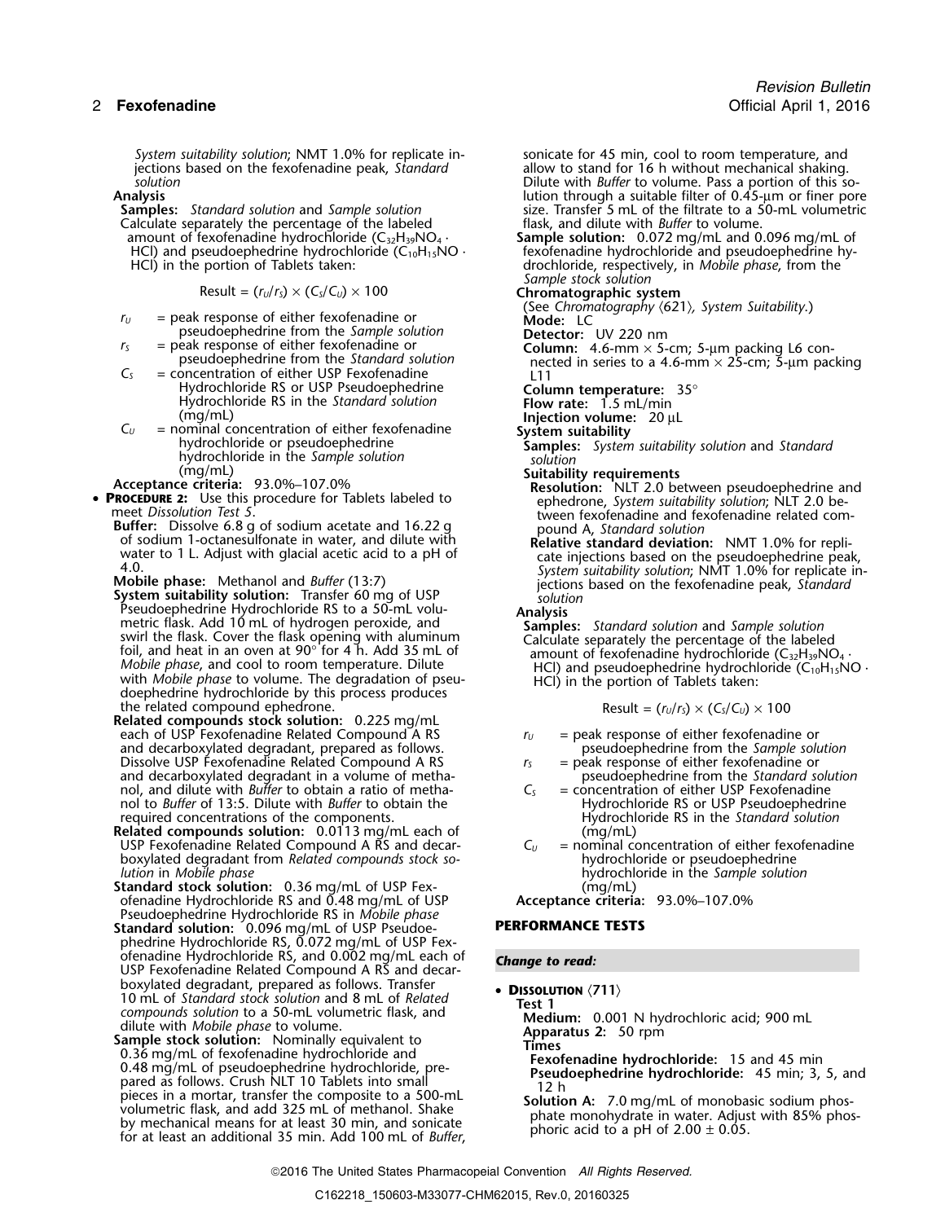*System suitability solution*; NMT 1.0% for replicate injections based on the fexofenadine peak, *Standard solution*

**Analysis**

**Samples:** *Standard solution* and *Sample solution*

Calculate separately the percentage of the labeled amount of fexofenadine hydrochloride ($C_{32}H_{39}NO_4 \cdot HCl$) and pseudoephedrine hydrochloride ($C_{10}H_{15}NO \cdot HCl$) in the portion of Tablets taken:

$$\text{Result} = (r_U/r_S) \times (C_S/C_U) \times 100$$

- $r_U$ = peak response of either fexofenadine or pseudoephedrine from the *Sample solution*
- $r_S$ = peak response of either fexofenadine or pseudoephedrine from the *Standard solution*
- $C_S$ = concentration of either USP Fexofenadine Hydrochloride RS or USP Pseudoephedrine Hydrochloride RS in the *Standard solution* (mg/mL)
- $C_U$ = nominal concentration of either fexofenadine hydrochloride or pseudoephedrine hydrochloride in the *Sample solution* (mg/mL)

**Acceptance criteria:** 93.0%–107.0%

- **PROCEDURE 2:** Use this procedure for Tablets labeled to meet *Dissolution Test 5*.

**Buffer:** Dissolve 6.8 g of sodium acetate and 16.22 g of sodium 1-octanesulfonate in water, and dilute with water to 1 L. Adjust with glacial acetic acid to a pH of 4.0.

**Mobile phase:** Methanol and *Buffer* (13:7)

**System suitability solution:** Transfer 60 mg of USP Pseudoephedrine Hydrochloride RS to a 50-mL volumetric flask. Add 10 mL of hydrogen peroxide, and swirl the flask. Cover the flask opening with aluminum foil, and heat in an oven at 90° for 4 h. Add 35 mL of *Mobile phase*, and cool to room temperature. Dilute with *Mobile phase* to volume. The degradation of pseudoephedrine hydrochloride by this process produces the related compound ephedrone.

**Related compounds stock solution:** 0.225 mg/mL each of USP Fexofenadine Related Compound A RS and decarboxylated degradant, prepared as follows. Dissolve USP Fexofenadine Related Compound A RS and decarboxylated degradant in a volume of methanol, and dilute with *Buffer* to obtain a ratio of methanol to *Buffer* of 13:5. Dilute with *Buffer* to obtain the required concentrations of the components.

**Related compounds solution:** 0.0113 mg/mL each of USP Fexofenadine Related Compound A RS and decarboxylated degradant from *Related compounds stock solution* in *Mobile phase*

**Standard stock solution:** 0.36 mg/mL of USP Fexofenadine Hydrochloride RS and 0.48 mg/mL of USP Pseudoephedrine Hydrochloride RS in *Mobile phase*

**Standard solution:** 0.096 mg/mL of USP Pseudoephedrine Hydrochloride RS, 0.072 mg/mL of USP Fexofenadine Hydrochloride RS, and 0.002 mg/mL each of USP Fexofenadine Related Compound A RS and decarboxylated degradant, prepared as follows. Transfer 10 mL of *Standard stock solution* and 8 mL of *Related compounds solution* to a 50-mL volumetric flask, and dilute with *Mobile phase* to volume.

**Sample stock solution:** Nominally equivalent to 0.36 mg/mL of fexofenadine hydrochloride and 0.48 mg/mL of pseudoephedrine hydrochloride, prepared as follows. Crush NLT 10 Tablets into small pieces in a mortar, transfer the composite to a 500-mL volumetric flask, and add 325 mL of methanol. Shake by mechanical means for at least 30 min, and sonicate for at least an additional 35 min. Add 100 mL of *Buffer*, sonicate for 45 min, cool to room temperature, and allow to stand for 16 h without mechanical shaking. Dilute with *Buffer* to volume. Pass a portion of this solution through a suitable filter of 0.45-µm or finer pore size. Transfer 5 mL of the filtrate to a 50-mL volumetric flask, and dilute with *Buffer* to volume.

**Sample solution:** 0.072 mg/mL and 0.096 mg/mL of fexofenadine hydrochloride and pseudoephedrine hydrochloride, respectively, in *Mobile phase*, from the *Sample stock solution*

**Chromatographic system**

(See *Chromatography* ⟨621⟩, *System Suitability*.)

**Mode:** LC

**Detector:** UV 220 nm

**Column:** 4.6-mm × 5-cm; 5-µm packing L6 connected in series to a 4.6-mm × 25-cm; 5-µm packing L11

**Column temperature:** 35°

**Flow rate:** 1.5 mL/min

**Injection volume:** 20 µL

**System suitability**

**Samples:** *System suitability solution* and *Standard solution*

**Suitability requirements**

**Resolution:** NLT 2.0 between pseudoephedrine and ephedrone, *System suitability solution*; NLT 2.0 between fexofenadine and fexofenadine related compound A, *Standard solution*

**Relative standard deviation:** NMT 1.0% for replicate injections based on the pseudoephedrine peak, *System suitability solution*; NMT 1.0% for replicate injections based on the fexofenadine peak, *Standard solution*

**Analysis**

**Samples:** *Standard solution* and *Sample solution*

Calculate separately the percentage of the labeled amount of fexofenadine hydrochloride ($C_{32}H_{39}NO_4 \cdot HCl$) and pseudoephedrine hydrochloride ($C_{10}H_{15}NO \cdot HCl$) in the portion of Tablets taken:

$$\text{Result} = (r_U/r_S) \times (C_S/C_U) \times 100$$

- $r_U$ = peak response of either fexofenadine or pseudoephedrine from the *Sample solution*
- $r_S$ = peak response of either fexofenadine or pseudoephedrine from the *Standard solution*
- $C_S$ = concentration of either USP Fexofenadine Hydrochloride RS or USP Pseudoephedrine Hydrochloride RS in the *Standard solution* (mg/mL)
- $C_U$ = nominal concentration of either fexofenadine hydrochloride or pseudoephedrine hydrochloride in the *Sample solution* (mg/mL)

**Acceptance criteria:** 93.0%–107.0%

## PERFORMANCE TESTS

***Change to read:***

- **DISSOLUTION** ⟨711⟩

**Test 1**

**Medium:** 0.001 N hydrochloric acid; 900 mL

**Apparatus 2:** 50 rpm

**Times**

**Fexofenadine hydrochloride:** 15 and 45 min

**Pseudoephedrine hydrochloride:** 45 min; 3, 5, and 12 h

**Solution A:** 7.0 mg/mL of monobasic sodium phosphate monohydrate in water. Adjust with 85% phosphoric acid to a pH of 2.00 ± 0.05.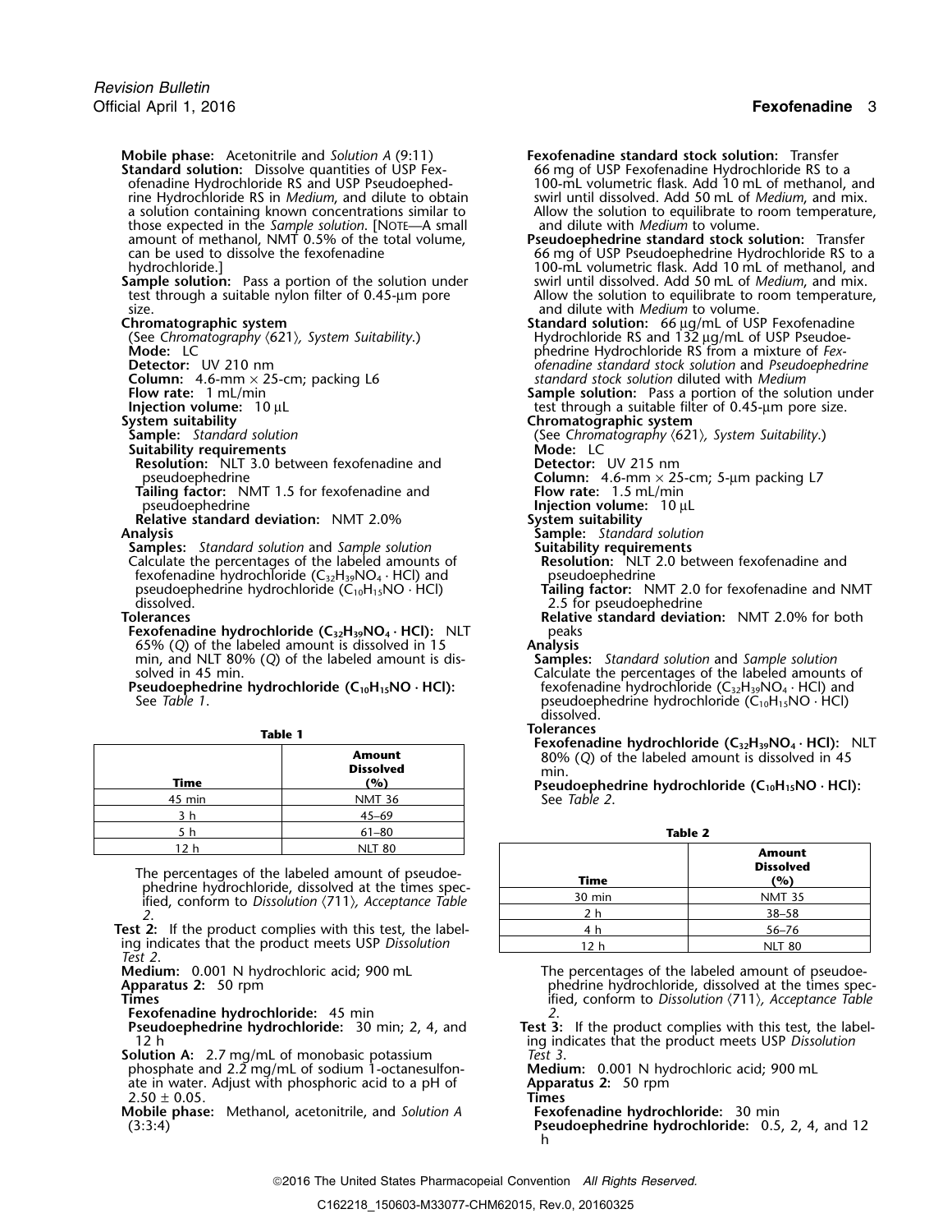**Mobile phase:** Acetonitrile and *Solution A* (9:11)

**Standard solution:** Dissolve quantities of USP Fexofenadine Hydrochloride RS and USP Pseudoephedrine Hydrochloride RS in *Medium*, and dilute to obtain a solution containing known concentrations similar to those expected in the *Sample solution*. [NOTE—A small amount of methanol, NMT 0.5% of the total volume, can be used to dissolve the fexofenadine hydrochloride.]

**Sample solution:** Pass a portion of the solution under test through a suitable nylon filter of 0.45-µm pore size.

**Chromatographic system**

(See *Chromatography* ⟨621⟩, *System Suitability*.)

**Mode:** LC

**Detector:** UV 210 nm

**Column:** 4.6-mm × 25-cm; packing L6

**Flow rate:** 1 mL/min

**Injection volume:** 10 µL

**System suitability**

**Sample:** *Standard solution*

**Suitability requirements**

**Resolution:** NLT 3.0 between fexofenadine and pseudoephedrine

**Tailing factor:** NMT 1.5 for fexofenadine and pseudoephedrine

**Relative standard deviation:** NMT 2.0%

**Analysis**

**Samples:** *Standard solution* and *Sample solution*

Calculate the percentages of the labeled amounts of fexofenadine hydrochloride ($C_{32}H_{39}NO_4 \cdot HCl$) and pseudoephedrine hydrochloride ($C_{10}H_{15}NO \cdot HCl$) dissolved.

**Tolerances**

**Fexofenadine hydrochloride ($C_{32}H_{39}NO_4 \cdot HCl$):** NLT 65% (*Q*) of the labeled amount is dissolved in 15 min, and NLT 80% (*Q*) of the labeled amount is dissolved in 45 min.

**Pseudoephedrine hydrochloride ($C_{10}H_{15}NO \cdot HCl$):** See *Table 1*.

**Table 1**

| Time | Amount Dissolved (%) |
|---|---|
| 45 min | NMT 36 |
| 3 h | 45–69 |
| 5 h | 61–80 |
| 12 h | NLT 80 |

The percentages of the labeled amount of pseudoephedrine hydrochloride, dissolved at the times specified, conform to *Dissolution* ⟨711⟩, *Acceptance Table 2*.

**Test 2:** If the product complies with this test, the labeling indicates that the product meets USP *Dissolution Test 2*.

**Medium:** 0.001 N hydrochloric acid; 900 mL

**Apparatus 2:** 50 rpm

**Times**

**Fexofenadine hydrochloride:** 45 min

**Pseudoephedrine hydrochloride:** 30 min; 2, 4, and 12 h

**Solution A:** 2.7 mg/mL of monobasic potassium phosphate and 2.2 mg/mL of sodium 1-octanesulfonate in water. Adjust with phosphoric acid to a pH of 2.50 ± 0.05.

**Mobile phase:** Methanol, acetonitrile, and *Solution A* (3:3:4)

**Fexofenadine standard stock solution:** Transfer 66 mg of USP Fexofenadine Hydrochloride RS to a 100-mL volumetric flask. Add 10 mL of methanol, and swirl until dissolved. Add 50 mL of *Medium*, and mix. Allow the solution to equilibrate to room temperature, and dilute with *Medium* to volume.

**Pseudoephedrine standard stock solution:** Transfer 66 mg of USP Pseudoephedrine Hydrochloride RS to a 100-mL volumetric flask. Add 10 mL of methanol, and swirl until dissolved. Add 50 mL of *Medium*, and mix. Allow the solution to equilibrate to room temperature, and dilute with *Medium* to volume.

**Standard solution:** 66 µg/mL of USP Fexofenadine Hydrochloride RS and 132 µg/mL of USP Pseudoephedrine Hydrochloride RS from a mixture of *Fexofenadine standard stock solution* and *Pseudoephedrine standard stock solution* diluted with *Medium*

**Sample solution:** Pass a portion of the solution under test through a suitable filter of 0.45-µm pore size.

**Chromatographic system**

(See *Chromatography* ⟨621⟩, *System Suitability*.)

**Mode:** LC

**Detector:** UV 215 nm

**Column:** 4.6-mm × 25-cm; 5-µm packing L7

**Flow rate:** 1.5 mL/min

**Injection volume:** 10 µL

**System suitability**

**Sample:** *Standard solution*

**Suitability requirements**

**Resolution:** NLT 2.0 between fexofenadine and pseudoephedrine

**Tailing factor:** NMT 2.0 for fexofenadine and NMT 2.5 for pseudoephedrine

**Relative standard deviation:** NMT 2.0% for both peaks

**Analysis**

**Samples:** *Standard solution* and *Sample solution*

Calculate the percentages of the labeled amounts of fexofenadine hydrochloride ($C_{32}H_{39}NO_4 \cdot HCl$) and pseudoephedrine hydrochloride ($C_{10}H_{15}NO \cdot HCl$) dissolved.

**Tolerances**

**Fexofenadine hydrochloride ($C_{32}H_{39}NO_4 \cdot HCl$):** NLT 80% (*Q*) of the labeled amount is dissolved in 45 min.

**Pseudoephedrine hydrochloride ($C_{10}H_{15}NO \cdot HCl$):** See *Table 2*.

**Table 2**

| Time | Amount Dissolved (%) |
|---|---|
| 30 min | NMT 35 |
| 2 h | 38–58 |
| 4 h | 56–76 |
| 12 h | NLT 80 |

The percentages of the labeled amount of pseudoephedrine hydrochloride, dissolved at the times specified, conform to *Dissolution* ⟨711⟩, *Acceptance Table 2*.

**Test 3:** If the product complies with this test, the labeling indicates that the product meets USP *Dissolution Test 3*.

**Medium:** 0.001 N hydrochloric acid; 900 mL

**Apparatus 2:** 50 rpm

**Times**

**Fexofenadine hydrochloride:** 30 min

**Pseudoephedrine hydrochloride:** 0.5, 2, 4, and 12 h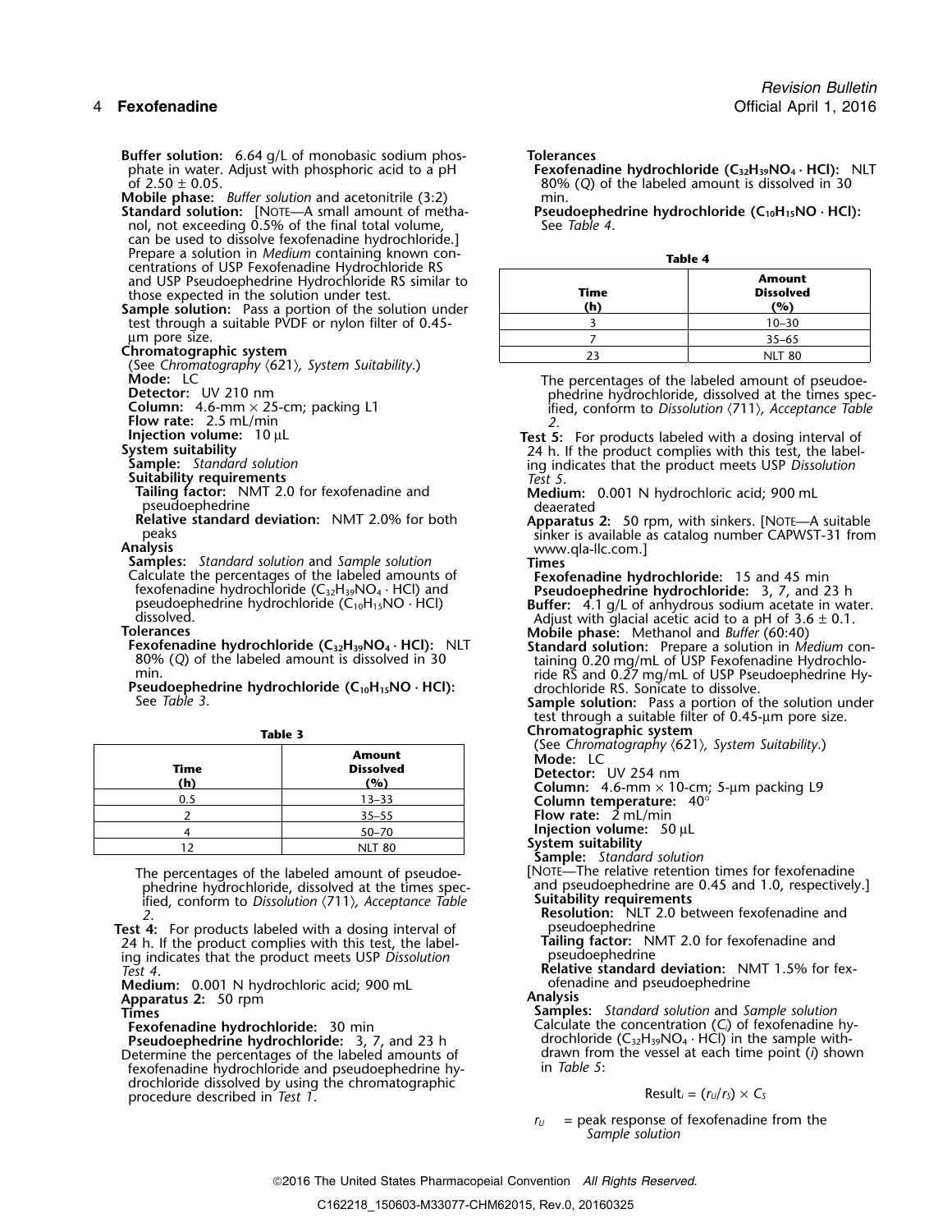**Buffer solution:** 6.64 g/L of monobasic sodium phosphate in water. Adjust with phosphoric acid to a pH of 2.50 ± 0.05.

**Mobile phase:** *Buffer solution* and acetonitrile (3:2)

**Standard solution:** [NOTE—A small amount of methanol, not exceeding 0.5% of the final total volume, can be used to dissolve fexofenadine hydrochloride.] Prepare a solution in *Medium* containing known concentrations of USP Fexofenadine Hydrochloride RS and USP Pseudoephedrine Hydrochloride RS similar to those expected in the solution under test.

**Sample solution:** Pass a portion of the solution under test through a suitable PVDF or nylon filter of 0.45-µm pore size.

**Chromatographic system**

(See *Chromatography* ⟨621⟩, *System Suitability*.)

**Mode:** LC

**Detector:** UV 210 nm

**Column:** 4.6-mm × 25-cm; packing L1

**Flow rate:** 2.5 mL/min

**Injection volume:** 10 µL

**System suitability**

**Sample:** *Standard solution*

**Suitability requirements**

**Tailing factor:** NMT 2.0 for fexofenadine and pseudoephedrine

**Relative standard deviation:** NMT 2.0% for both peaks

**Analysis**

**Samples:** *Standard solution* and *Sample solution*

Calculate the percentages of the labeled amounts of fexofenadine hydrochloride ($C_{32}H_{39}NO_4 \cdot HCl$) and pseudoephedrine hydrochloride ($C_{10}H_{15}NO \cdot HCl$) dissolved.

**Tolerances**

**Fexofenadine hydrochloride ($C_{32}H_{39}NO_4 \cdot HCl$):** NLT 80% (*Q*) of the labeled amount is dissolved in 30 min.

**Pseudoephedrine hydrochloride ($C_{10}H_{15}NO \cdot HCl$):** See *Table 3*.

**Table 3**

| Time (h) | Amount Dissolved (%) |
|---|---|
| 0.5 | 13–33 |
| 2 | 35–55 |
| 4 | 50–70 |
| 12 | NLT 80 |

The percentages of the labeled amount of pseudoephedrine hydrochloride, dissolved at the times specified, conform to *Dissolution* ⟨711⟩, *Acceptance Table 2*.

**Test 4:** For products labeled with a dosing interval of 24 h. If the product complies with this test, the labeling indicates that the product meets USP *Dissolution Test 4*.

**Medium:** 0.001 N hydrochloric acid; 900 mL

**Apparatus 2:** 50 rpm

**Times**

**Fexofenadine hydrochloride:** 30 min

**Pseudoephedrine hydrochloride:** 3, 7, and 23 h

Determine the percentages of the labeled amounts of fexofenadine hydrochloride and pseudoephedrine hydrochloride dissolved by using the chromatographic procedure described in *Test 1*.

**Tolerances**

**Fexofenadine hydrochloride ($C_{32}H_{39}NO_4 \cdot HCl$):** NLT 80% (*Q*) of the labeled amount is dissolved in 30 min.

**Pseudoephedrine hydrochloride ($C_{10}H_{15}NO \cdot HCl$):** See *Table 4*.

**Table 4**

| Time (h) | Amount Dissolved (%) |
|---|---|
| 3 | 10–30 |
| 7 | 35–65 |
| 23 | NLT 80 |

The percentages of the labeled amount of pseudoephedrine hydrochloride, dissolved at the times specified, conform to *Dissolution* ⟨711⟩, *Acceptance Table 2*.

**Test 5:** For products labeled with a dosing interval of 24 h. If the product complies with this test, the labeling indicates that the product meets USP *Dissolution Test 5*.

**Medium:** 0.001 N hydrochloric acid; 900 mL deaerated

**Apparatus 2:** 50 rpm, with sinkers. [NOTE—A suitable sinker is available as catalog number CAPWST-31 from www.qla-llc.com.]

**Times**

**Fexofenadine hydrochloride:** 15 and 45 min

**Pseudoephedrine hydrochloride:** 3, 7, and 23 h

**Buffer:** 4.1 g/L of anhydrous sodium acetate in water. Adjust with glacial acetic acid to a pH of 3.6 ± 0.1.

**Mobile phase:** Methanol and *Buffer* (60:40)

**Standard solution:** Prepare a solution in *Medium* containing 0.20 mg/mL of USP Fexofenadine Hydrochloride RS and 0.27 mg/mL of USP Pseudoephedrine Hydrochloride RS. Sonicate to dissolve.

**Sample solution:** Pass a portion of the solution under test through a suitable filter of 0.45-µm pore size.

**Chromatographic system**

(See *Chromatography* ⟨621⟩, *System Suitability*.)

**Mode:** LC

**Detector:** UV 254 nm

**Column:** 4.6-mm × 10-cm; 5-µm packing L9

**Column temperature:** 40°

**Flow rate:** 2 mL/min

**Injection volume:** 50 µL

**System suitability**

**Sample:** *Standard solution*

[NOTE—The relative retention times for fexofenadine and pseudoephedrine are 0.45 and 1.0, respectively.]

**Suitability requirements**

**Resolution:** NLT 2.0 between fexofenadine and pseudoephedrine

**Tailing factor:** NMT 2.0 for fexofenadine and pseudoephedrine

**Relative standard deviation:** NMT 1.5% for fexofenadine and pseudoephedrine

**Analysis**

**Samples:** *Standard solution* and *Sample solution*

Calculate the concentration ($C_i$) of fexofenadine hydrochloride ($C_{32}H_{39}NO_4 \cdot HCl$) in the sample withdrawn from the vessel at each time point (*i*) shown in *Table 5*:

$$\text{Result}_i = (r_U/r_S) \times C_S$$

$r_U$ = peak response of fexofenadine from the *Sample solution*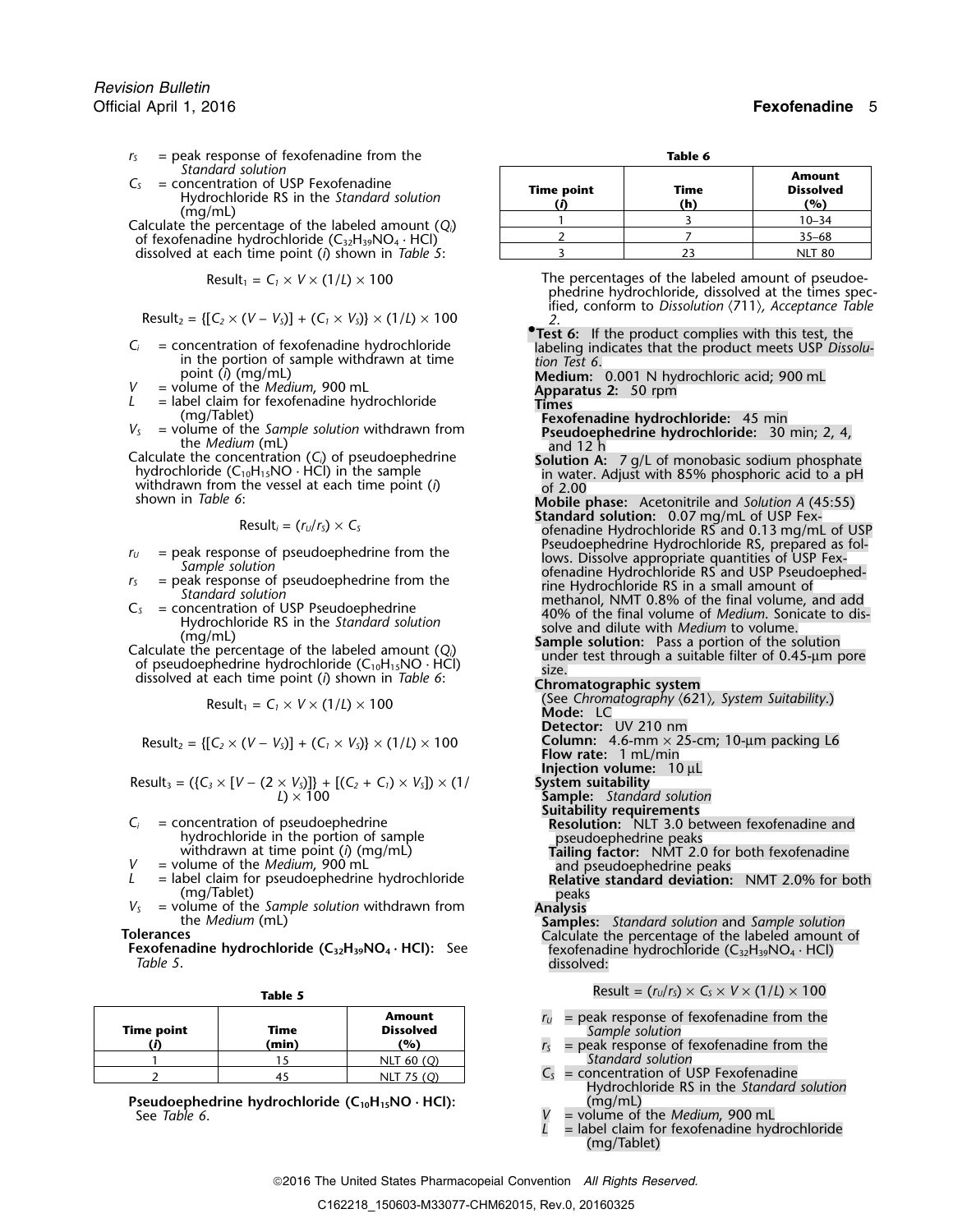$r_S$ = peak response of fexofenadine from the *Standard solution*

$C_S$ = concentration of USP Fexofenadine Hydrochloride RS in the *Standard solution* (mg/mL)

Calculate the percentage of the labeled amount ($Q_i$) of fexofenadine hydrochloride ($C_{32}H_{39}NO_4 \cdot HCl$) dissolved at each time point ($i$) shown in *Table 5*:

$$\text{Result}_1 = C_1 \times V \times (1/L) \times 100$$

$$\text{Result}_2 = \{[C_2 \times (V - V_S)] + (C_1 \times V_S)\} \times (1/L) \times 100$$

$C_i$ = concentration of fexofenadine hydrochloride in the portion of sample withdrawn at time point ($i$) (mg/mL)

$V$ = volume of the *Medium*, 900 mL

$L$ = label claim for fexofenadine hydrochloride (mg/Tablet)

$V_S$ = volume of the *Sample solution* withdrawn from the *Medium* (mL)

Calculate the concentration ($C_i$) of pseudoephedrine hydrochloride ($C_{10}H_{15}NO \cdot HCl$) in the sample withdrawn from the vessel at each time point ($i$) shown in *Table 6*:

$$\text{Result}_i = (r_U/r_S) \times C_S$$

$r_U$ = peak response of pseudoephedrine from the *Sample solution*

$r_S$ = peak response of pseudoephedrine from the *Standard solution*

$C_S$ = concentration of USP Pseudoephedrine Hydrochloride RS in the *Standard solution* (mg/mL)

Calculate the percentage of the labeled amount ($Q_i$) of pseudoephedrine hydrochloride ($C_{10}H_{15}NO \cdot HCl$) dissolved at each time point ($i$) shown in *Table 6*:

$$\text{Result}_1 = C_1 \times V \times (1/L) \times 100$$

$$\text{Result}_2 = \{[C_2 \times (V - V_S)] + (C_1 \times V_S)\} \times (1/L) \times 100$$

$$\text{Result}_3 = (\{C_3 \times [V - (2 \times V_S)]\} + [(C_2 + C_1) \times V_S]) \times (1/L) \times 100$$

$C_i$ = concentration of pseudoephedrine hydrochloride in the portion of sample withdrawn at time point ($i$) (mg/mL)

$V$ = volume of the *Medium*, 900 mL

$L$ = label claim for pseudoephedrine hydrochloride (mg/Tablet)

$V_S$ = volume of the *Sample solution* withdrawn from the *Medium* (mL)

**Tolerances**

**Fexofenadine hydrochloride ($C_{32}H_{39}NO_4 \cdot HCl$):** See *Table 5*.

**Table 5**

| Time point ($i$) | Time (min) | Amount Dissolved (%) |
|---|---|---|
| 1 | 15 | NLT 60 ($Q$) |
| 2 | 45 | NLT 75 ($Q$) |

**Pseudoephedrine hydrochloride ($C_{10}H_{15}NO \cdot HCl$):** See *Table 6*.

**Table 6**

| Time point ($i$) | Time (h) | Amount Dissolved (%) |
|---|---|---|
| 1 | 3 | 10–34 |
| 2 | 7 | 35–68 |
| 3 | 23 | NLT 80 |

The percentages of the labeled amount of pseudoephedrine hydrochloride, dissolved at the times specified, conform to *Dissolution* ⟨711⟩, *Acceptance Table 2*.

•**Test 6:** If the product complies with this test, the labeling indicates that the product meets USP *Dissolution Test 6*.

**Medium:** 0.001 N hydrochloric acid; 900 mL

**Apparatus 2:** 50 rpm

**Times**

**Fexofenadine hydrochloride:** 45 min

**Pseudoephedrine hydrochloride:** 30 min; 2, 4, and 12 h

**Solution A:** 7 g/L of monobasic sodium phosphate in water. Adjust with 85% phosphoric acid to a pH of 2.00

**Mobile phase:** Acetonitrile and *Solution A* (45:55)

**Standard solution:** 0.07 mg/mL of USP Fexofenadine Hydrochloride RS and 0.13 mg/mL of USP Pseudoephedrine Hydrochloride RS, prepared as follows. Dissolve appropriate quantities of USP Fexofenadine Hydrochloride RS and USP Pseudoephedrine Hydrochloride RS in a small amount of methanol, NMT 0.8% of the final volume, and add 40% of the final volume of *Medium*. Sonicate to dissolve and dilute with *Medium* to volume.

**Sample solution:** Pass a portion of the solution under test through a suitable filter of 0.45-µm pore size.

**Chromatographic system**

(See *Chromatography* ⟨621⟩, *System Suitability*.)

**Mode:** LC

**Detector:** UV 210 nm

**Column:** 4.6-mm × 25-cm; 10-µm packing L6

**Flow rate:** 1 mL/min

**Injection volume:** 10 µL

**System suitability**

**Sample:** *Standard solution*

**Suitability requirements**

**Resolution:** NLT 3.0 between fexofenadine and pseudoephedrine peaks

**Tailing factor:** NMT 2.0 for both fexofenadine and pseudoephedrine peaks

**Relative standard deviation:** NMT 2.0% for both peaks

**Analysis**

**Samples:** *Standard solution* and *Sample solution*

Calculate the percentage of the labeled amount of fexofenadine hydrochloride ($C_{32}H_{39}NO_4 \cdot HCl$) dissolved:

$$\text{Result} = (r_U/r_S) \times C_S \times V \times (1/L) \times 100$$

$r_U$ = peak response of fexofenadine from the *Sample solution*

$r_S$ = peak response of fexofenadine from the *Standard solution*

$C_S$ = concentration of USP Fexofenadine Hydrochloride RS in the *Standard solution* (mg/mL)

$V$ = volume of the *Medium*, 900 mL

$L$ = label claim for fexofenadine hydrochloride (mg/Tablet)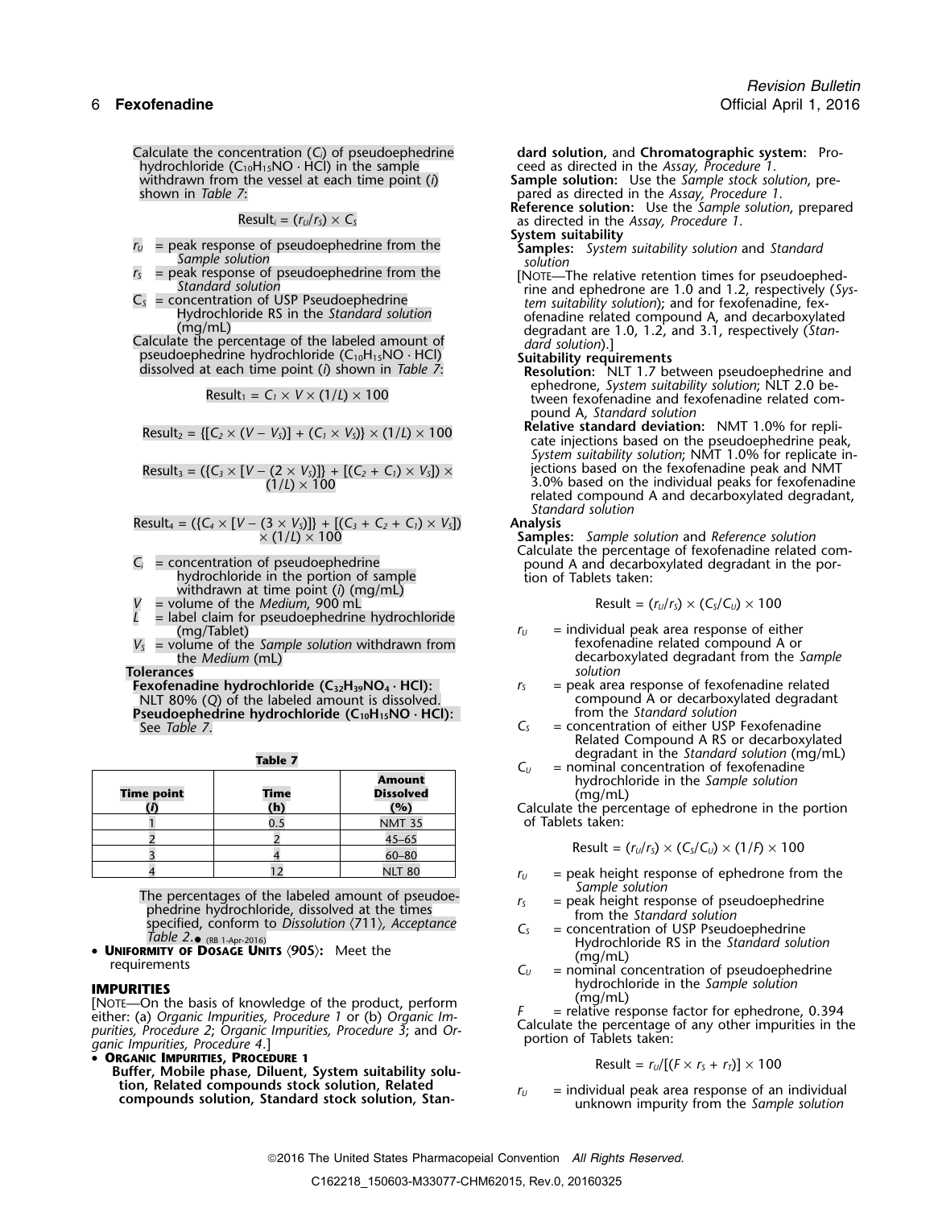Calculate the concentration ($C_i$) of pseudoephedrine hydrochloride ($C_{10}H_{15}NO \cdot HCl$) in the sample withdrawn from the vessel at each time point ($i$) shown in *Table 7*:

$$Result_i = (r_U/r_S) \times C_S$$

$r_U$ = peak response of pseudoephedrine from the *Sample solution*
$r_S$ = peak response of pseudoephedrine from the *Standard solution*
$C_S$ = concentration of USP Pseudoephedrine Hydrochloride RS in the *Standard solution* (mg/mL)

Calculate the percentage of the labeled amount of pseudoephedrine hydrochloride ($C_{10}H_{15}NO \cdot HCl$) dissolved at each time point ($i$) shown in *Table 7*:

$$Result_1 = C_1 \times V \times (1/L) \times 100$$

$$Result_2 = \{[C_2 \times (V - V_S)] + (C_1 \times V_S)\} \times (1/L) \times 100$$

$$Result_3 = (\{C_3 \times [V - (2 \times V_S)]\} + [(C_2 + C_1) \times V_S]) \times (1/L) \times 100$$

$$Result_4 = (\{C_4 \times [V - (3 \times V_S)]\} + [(C_3 + C_2 + C_1) \times V_S]) \times (1/L) \times 100$$

$C_i$ = concentration of pseudoephedrine hydrochloride in the portion of sample withdrawn at time point ($i$) (mg/mL)
$V$ = volume of the *Medium*, 900 mL
$L$ = label claim for pseudoephedrine hydrochloride (mg/Tablet)
$V_S$ = volume of the *Sample solution* withdrawn from the *Medium* (mL)

**Tolerances**

**Fexofenadine hydrochloride ($C_{32}H_{39}NO_4 \cdot HCl$):** NLT 80% (*Q*) of the labeled amount is dissolved.

**Pseudoephedrine hydrochloride ($C_{10}H_{15}NO \cdot HCl$):** See *Table 7*.

**Table 7**

| Time point (*i*) | Time (h) | Amount Dissolved (%) |
|---|---|---|
| 1 | 0.5 | NMT 35 |
| 2 | 2 | 45–65 |
| 3 | 4 | 60–80 |
| 4 | 12 | NLT 80 |

The percentages of the labeled amount of pseudoephedrine hydrochloride, dissolved at the times specified, conform to *Dissolution* ⟨711⟩, *Acceptance Table 2*.● (RB 1-Apr-2016)

- **Uniformity of Dosage Units** ⟨905⟩: Meet the requirements

## IMPURITIES

[Note—On the basis of knowledge of the product, perform either: (a) *Organic Impurities, Procedure 1* or (b) *Organic Impurities, Procedure 2*; *Organic Impurities, Procedure 3*; and *Organic Impurities, Procedure 4*.]

- **Organic Impurities, Procedure 1**

**Buffer, Mobile phase, Diluent, System suitability solution, Related compounds stock solution, Related compounds solution, Standard stock solution, Standard solution,** and **Chromatographic system:** Proceed as directed in the *Assay, Procedure 1*.

**Sample solution:** Use the *Sample stock solution*, prepared as directed in the *Assay, Procedure 1*.

**Reference solution:** Use the *Sample solution*, prepared as directed in the *Assay, Procedure 1*.

**System suitability**

**Samples:** *System suitability solution* and *Standard solution*

[Note—The relative retention times for pseudoephedrine and ephedrone are 1.0 and 1.2, respectively (*System suitability solution*); and for fexofenadine, fexofenadine related compound A, and decarboxylated degradant are 1.0, 1.2, and 3.1, respectively (*Standard solution*).]

**Suitability requirements**

**Resolution:** NLT 1.7 between pseudoephedrine and ephedrone, *System suitability solution*; NLT 2.0 between fexofenadine and fexofenadine related compound A, *Standard solution*

**Relative standard deviation:** NMT 1.0% for replicate injections based on the pseudoephedrine peak, *System suitability solution*; NMT 1.0% for replicate injections based on the fexofenadine peak and NMT 3.0% based on the individual peaks for fexofenadine related compound A and decarboxylated degradant, *Standard solution*

**Analysis**

**Samples:** *Sample solution* and *Reference solution*

Calculate the percentage of fexofenadine related compound A and decarboxylated degradant in the portion of Tablets taken:

$$Result = (r_U/r_S) \times (C_S/C_U) \times 100$$

$r_U$ = individual peak area response of either fexofenadine related compound A or decarboxylated degradant from the *Sample solution*
$r_S$ = peak area response of fexofenadine related compound A or decarboxylated degradant from the *Standard solution*
$C_S$ = concentration of either USP Fexofenadine Related Compound A RS or decarboxylated degradant in the *Standard solution* (mg/mL)
$C_U$ = nominal concentration of fexofenadine hydrochloride in the *Sample solution* (mg/mL)

Calculate the percentage of ephedrone in the portion of Tablets taken:

$$Result = (r_U/r_S) \times (C_S/C_U) \times (1/F) \times 100$$

$r_U$ = peak height response of ephedrone from the *Sample solution*
$r_S$ = peak height response of pseudoephedrine from the *Standard solution*
$C_S$ = concentration of USP Pseudoephedrine Hydrochloride RS in the *Standard solution* (mg/mL)
$C_U$ = nominal concentration of pseudoephedrine hydrochloride in the *Sample solution* (mg/mL)
$F$ = relative response factor for ephedrone, 0.394

Calculate the percentage of any other impurities in the portion of Tablets taken:

$$Result = r_U/[(F \times r_S + r_T)] \times 100$$

$r_U$ = individual peak area response of an individual unknown impurity from the *Sample solution*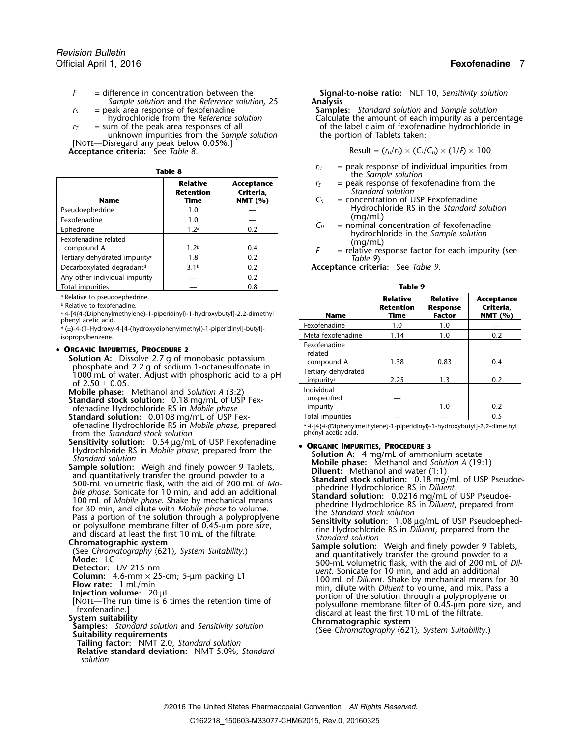$F$ = difference in concentration between the *Sample solution* and the *Reference solution*, 25

$r_S$ = peak area response of fexofenadine hydrochloride from the *Reference solution*

$r_T$ = sum of the peak area responses of all unknown impurities from the *Sample solution*

[NOTE—Disregard any peak below 0.05%.]

**Acceptance criteria:** See *Table 8*.

**Table 8**

| Name | Relative Retention Time | Acceptance Criteria, NMT (%) |
|---|---|---|
| Pseudoephedrine | 1.0 | — |
| Fexofenadine | 1.0 | — |
| Ephedrone | 1.2[a] | 0.2 |
| Fexofenadine related compound A | 1.2[b] | 0.4 |
| Tertiary dehydrated impurity[c] | 1.8 | 0.2 |
| Decarboxylated degradant[d] | 3.1[b] | 0.2 |
| Any other individual impurity | — | 0.2 |
| Total impurities | — | 0.8 |

[a] Relative to pseudoephedrine.
[b] Relative to fexofenadine.
[c] 4-[4{4-(Diphenylmethylene)-1-piperidinyl}-1-hydroxybutyl]-2,2-dimethyl phenyl acetic acid.
[d] (±)-4-(1-Hydroxy-4-[4-(hydroxydiphenylmethyl)-1-piperidinyl]-butyl]-isopropylbenzene.

- **ORGANIC IMPURITIES, PROCEDURE 2**

**Solution A:** Dissolve 2.7 g of monobasic potassium phosphate and 2.2 g of sodium 1-octanesulfonate in 1000 mL of water. Adjust with phosphoric acid to a pH of 2.50 ± 0.05.

**Mobile phase:** Methanol and *Solution A* (3:2)

**Standard stock solution:** 0.18 mg/mL of USP Fexofenadine Hydrochloride RS in *Mobile phase*

**Standard solution:** 0.0108 mg/mL of USP Fexofenadine Hydrochloride RS in *Mobile phase*, prepared from the *Standard stock solution*

**Sensitivity solution:** 0.54 µg/mL of USP Fexofenadine Hydrochloride RS in *Mobile phase*, prepared from the *Standard solution*

**Sample solution:** Weigh and finely powder 9 Tablets, and quantitatively transfer the ground powder to a 500-mL volumetric flask, with the aid of 200 mL of *Mobile phase*. Sonicate for 10 min, and add an additional 100 mL of *Mobile phase*. Shake by mechanical means for 30 min, and dilute with *Mobile phase* to volume. Pass a portion of the solution through a polypropylene or polysulfone membrane filter of 0.45-µm pore size, and discard at least the first 10 mL of the filtrate.

**Chromatographic system**

(See *Chromatography* 〈621〉, *System Suitability*.)

**Mode:** LC

**Detector:** UV 215 nm

**Column:** 4.6-mm × 25-cm; 5-µm packing L1

**Flow rate:** 1 mL/min

**Injection volume:** 20 µL

[NOTE—The run time is 6 times the retention time of fexofenadine.]

**System suitability**

**Samples:** *Standard solution* and *Sensitivity solution*

**Suitability requirements**

**Tailing factor:** NMT 2.0, *Standard solution*

**Relative standard deviation:** NMT 5.0%, *Standard solution*

**Signal-to-noise ratio:** NLT 10, *Sensitivity solution*

**Analysis**

**Samples:** *Standard solution* and *Sample solution*

Calculate the amount of each impurity as a percentage of the label claim of fexofenadine hydrochloride in the portion of Tablets taken:

$$\text{Result} = (r_U/r_S) \times (C_S/C_U) \times (1/F) \times 100$$

$r_U$ = peak response of individual impurities from the *Sample solution*

$r_S$ = peak response of fexofenadine from the *Standard solution*

$C_S$ = concentration of USP Fexofenadine Hydrochloride RS in the *Standard solution* (mg/mL)

$C_U$ = nominal concentration of fexofenadine hydrochloride in the *Sample solution* (mg/mL)

$F$ = relative response factor for each impurity (see *Table 9*)

**Acceptance criteria:** See *Table 9*.

**Table 9**

| Name | Relative Retention Time | Relative Response Factor | Acceptance Criteria, NMT (%) |
|---|---|---|---|
| Fexofenadine | 1.0 | 1.0 | — |
| Meta fexofenadine | 1.14 | 1.0 | 0.2 |
| Fexofenadine related compound A | 1.38 | 0.83 | 0.4 |
| Tertiary dehydrated impurity[a] | 2.25 | 1.3 | 0.2 |
| Individual unspecified impurity | — | 1.0 | 0.2 |
| Total impurities | — | — | 0.5 |

[a] 4-[4{4-(Diphenylmethylene)-1-piperidinyl}-1-hydroxybutyl]-2,2-dimethyl phenyl acetic acid.

- **ORGANIC IMPURITIES, PROCEDURE 3**

**Solution A:** 4 mg/mL of ammonium acetate

**Mobile phase:** Methanol and *Solution A* (19:1)

**Diluent:** Methanol and water (1:1)

**Standard stock solution:** 0.18 mg/mL of USP Pseudoephedrine Hydrochloride RS in *Diluent*

**Standard solution:** 0.0216 mg/mL of USP Pseudoephedrine Hydrochloride RS in *Diluent*, prepared from the *Standard stock solution*

**Sensitivity solution:** 1.08 µg/mL of USP Pseudoephedrine Hydrochloride RS in *Diluent*, prepared from the *Standard solution*

**Sample solution:** Weigh and finely powder 9 Tablets, and quantitatively transfer the ground powder to a 500-mL volumetric flask, with the aid of 200 mL of *Diluent*. Sonicate for 10 min, and add an additional 100 mL of *Diluent*. Shake by mechanical means for 30 min, dilute with *Diluent* to volume, and mix. Pass a portion of the solution through a polypropylene or polysulfone membrane filter of 0.45-µm pore size, and discard at least the first 10 mL of the filtrate.

**Chromatographic system**

(See *Chromatography* 〈621〉, *System Suitability*.)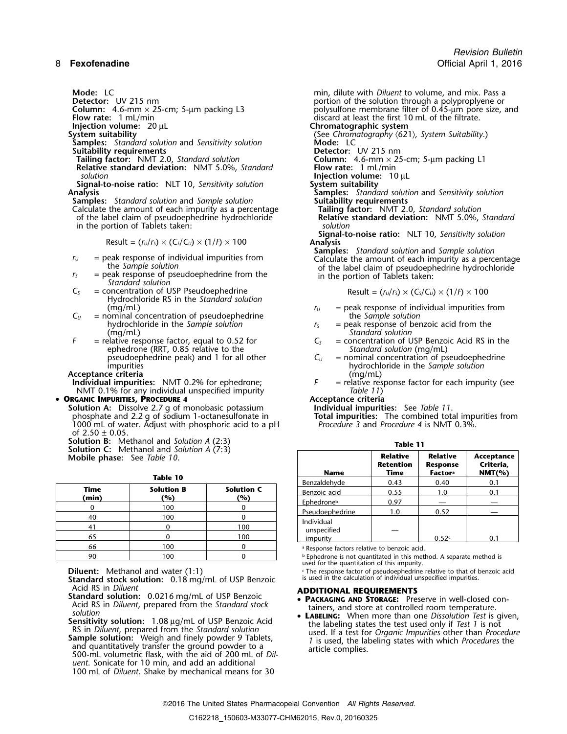**Mode:** LC
**Detector:** UV 215 nm
**Column:** 4.6-mm × 25-cm; 5-µm packing L3
**Flow rate:** 1 mL/min
**Injection volume:** 20 µL
**System suitability**
**Samples:** *Standard solution* and *Sensitivity solution*
**Suitability requirements**
**Tailing factor:** NMT 2.0, *Standard solution*
**Relative standard deviation:** NMT 5.0%, *Standard solution*
**Signal-to-noise ratio:** NLT 10, *Sensitivity solution*
**Analysis**
**Samples:** *Standard solution* and *Sample solution*
Calculate the amount of each impurity as a percentage of the label claim of pseudoephedrine hydrochloride in the portion of Tablets taken:

$$\text{Result} = (r_U/r_S) \times (C_S/C_U) \times (1/F) \times 100$$

$r_U$ = peak response of individual impurities from the *Sample solution*
$r_S$ = peak response of pseudoephedrine from the *Standard solution*
$C_S$ = concentration of USP Pseudoephedrine Hydrochloride RS in the *Standard solution* (mg/mL)
$C_U$ = nominal concentration of pseudoephedrine hydrochloride in the *Sample solution* (mg/mL)
$F$ = relative response factor, equal to 0.52 for ephedrone (RRT, 0.85 relative to the pseudoephedrine peak) and 1 for all other impurities

**Acceptance criteria**
**Individual impurities:** NMT 0.2% for ephedrone; NMT 0.1% for any individual unspecified impurity

• **Organic Impurities, Procedure 4**
**Solution A:** Dissolve 2.7 g of monobasic potassium phosphate and 2.2 g of sodium 1-octanesulfonate in 1000 mL of water. Adjust with phosphoric acid to a pH of 2.50 ± 0.05.
**Solution B:** Methanol and *Solution A* (2:3)
**Solution C:** Methanol and *Solution A* (7:3)
**Mobile phase:** See *Table 10*.

**Table 10**

| Time (min) | Solution B (%) | Solution C (%) |
|---|---|---|
| 0 | 100 | 0 |
| 40 | 100 | 0 |
| 41 | 0 | 100 |
| 65 | 0 | 100 |
| 66 | 100 | 0 |
| 90 | 100 | 0 |

**Diluent:** Methanol and water (1:1)
**Standard stock solution:** 0.18 mg/mL of USP Benzoic Acid RS in *Diluent*
**Standard solution:** 0.0216 mg/mL of USP Benzoic Acid RS in *Diluent*, prepared from the *Standard stock solution*
**Sensitivity solution:** 1.08 µg/mL of USP Benzoic Acid RS in *Diluent*, prepared from the *Standard solution*
**Sample solution:** Weigh and finely powder 9 Tablets, and quantitatively transfer the ground powder to a 500-mL volumetric flask, with the aid of 200 mL of *Diluent*. Sonicate for 10 min, and add an additional 100 mL of *Diluent*. Shake by mechanical means for 30 min, dilute with *Diluent* to volume, and mix. Pass a portion of the solution through a polypropylene or polysulfone membrane filter of 0.45-µm pore size, and discard at least the first 10 mL of the filtrate.
**Chromatographic system**
(See *Chromatography* ⟨621⟩, *System Suitability*.)
**Mode:** LC
**Detector:** UV 215 nm
**Column:** 4.6-mm × 25-cm; 5-µm packing L1
**Flow rate:** 1 mL/min
**Injection volume:** 10 µL
**System suitability**
**Samples:** *Standard solution* and *Sensitivity solution*
**Suitability requirements**
**Tailing factor:** NMT 2.0, *Standard solution*
**Relative standard deviation:** NMT 5.0%, *Standard solution*
**Signal-to-noise ratio:** NLT 10, *Sensitivity solution*
**Analysis**
**Samples:** *Standard solution* and *Sample solution*
Calculate the amount of each impurity as a percentage of the label claim of pseudoephedrine hydrochloride in the portion of Tablets taken:

$$\text{Result} = (r_U/r_S) \times (C_S/C_U) \times (1/F) \times 100$$

$r_U$ = peak response of individual impurities from the *Sample solution*
$r_S$ = peak response of benzoic acid from the *Standard solution*
$C_S$ = concentration of USP Benzoic Acid RS in the *Standard solution* (mg/mL)
$C_U$ = nominal concentration of pseudoephedrine hydrochloride in the *Sample solution* (mg/mL)
$F$ = relative response factor for each impurity (see *Table 11*)

**Acceptance criteria**
**Individual impurities:** See *Table 11*.
**Total impurities:** The combined total impurities from *Procedure 3* and *Procedure 4* is NMT 0.3%.

**Table 11**

| Name | Relative Retention Time | Relative Response Factor[a] | Acceptance Criteria, NMT(%) |
|---|---|---|---|
| Benzaldehyde | 0.43 | 0.40 | 0.1 |
| Benzoic acid | 0.55 | 1.0 | 0.1 |
| Ephedrone[b] | 0.97 | — | — |
| Pseudoephedrine | 1.0 | 0.52 | — |
| Individual unspecified impurity | — | 0.52[c] | 0.1 |

[a] Response factors relative to benzoic acid.
[b] Ephedrone is not quantitated in this method. A separate method is used for the quantitation of this impurity.
[c] The response factor of pseudoephedrine relative to that of benzoic acid is used in the calculation of individual unspecified impurities.

## ADDITIONAL REQUIREMENTS

• **Packaging and Storage:** Preserve in well-closed containers, and store at controlled room temperature.
• **Labeling:** When more than one *Dissolution Test* is given, the labeling states the test used only if *Test 1* is not used. If a test for *Organic Impurities* other than *Procedure 1* is used, the labeling states with which *Procedures* the article complies.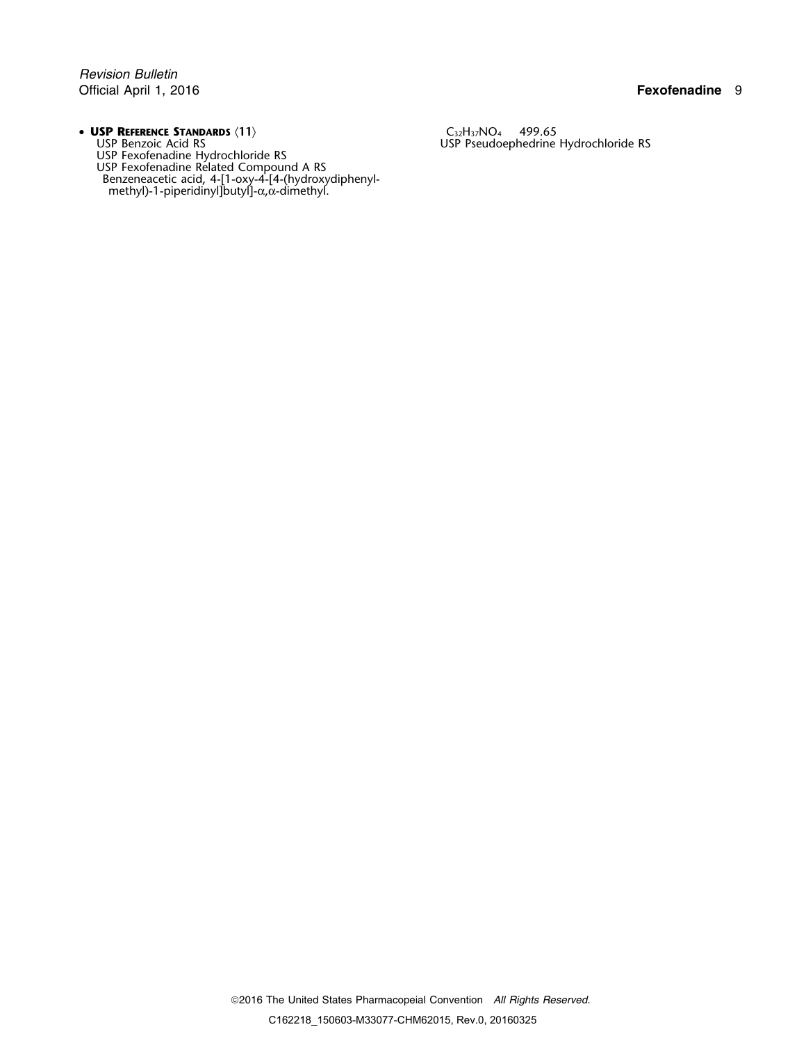- **USP Reference Standards** ⟨11⟩
  USP Benzoic Acid RS
  USP Fexofenadine Hydrochloride RS
  USP Fexofenadine Related Compound A RS
  Benzeneacetic acid, 4-[1-oxy-4-[4-(hydroxydiphenyl-methyl)-1-piperidinyl]butyl]-α,α-dimethyl.
  $C_{32}H_{37}NO_4$ 499.65
  USP Pseudoephedrine Hydrochloride RS

©2016 The United States Pharmacopeial Convention *All Rights Reserved.*

C162218_150603-M33077-CHM62015, Rev.0, 20160325